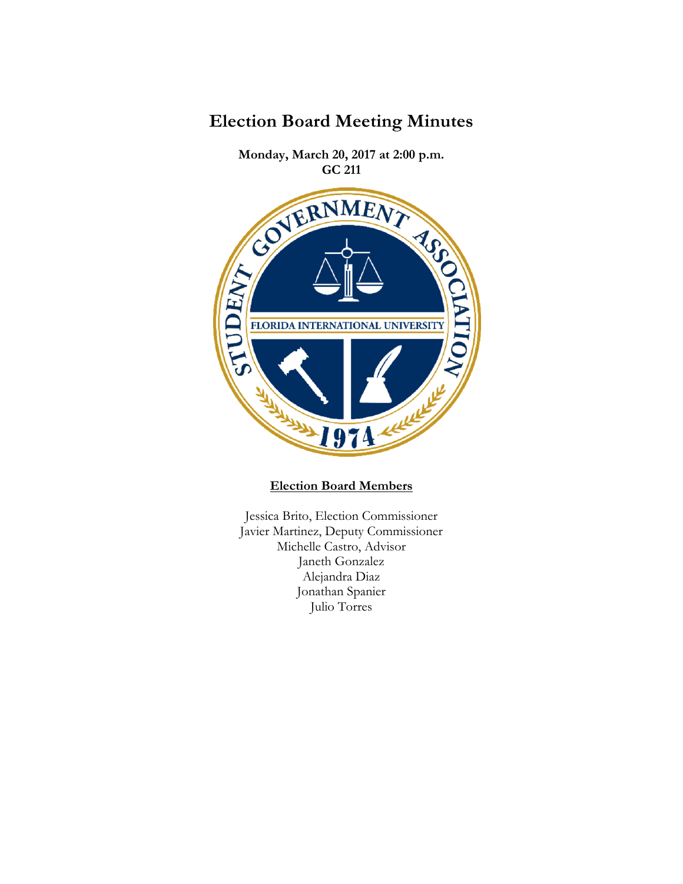# Election Board Meeting Minutes

**Monday, March 20, 2017 at 2:00 p.m.**
**GC 211**

**<u>Election Board Members</u>**

Jessica Brito, Election Commissioner
Javier Martinez, Deputy Commissioner
Michelle Castro, Advisor
Janeth Gonzalez
Alejandra Diaz
Jonathan Spanier
Julio Torres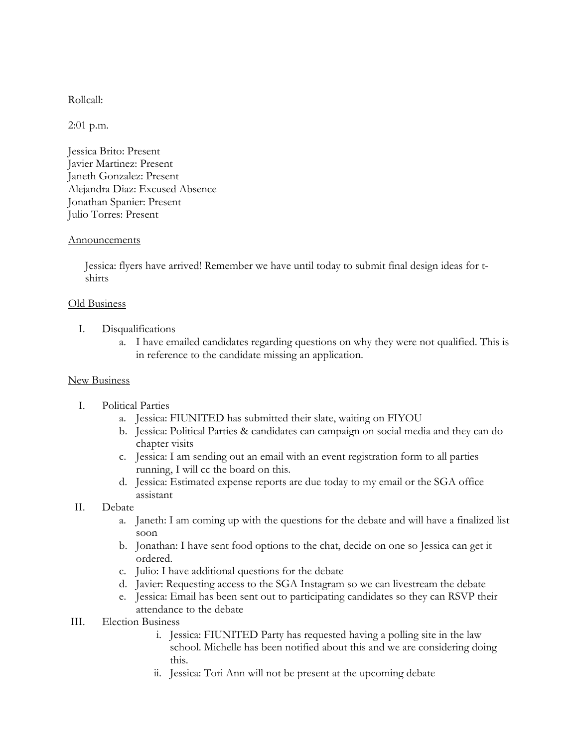Rollcall:

2:01 p.m.

Jessica Brito: Present
Javier Martinez: Present
Janeth Gonzalez: Present
Alejandra Diaz: Excused Absence
Jonathan Spanier: Present
Julio Torres: Present

<u>Announcements</u>

Jessica: flyers have arrived! Remember we have until today to submit final design ideas for t-shirts

<u>Old Business</u>

I. Disqualifications
   a. I have emailed candidates regarding questions on why they were not qualified. This is in reference to the candidate missing an application.

<u>New Business</u>

I. Political Parties
   a. Jessica: FIUNITED has submitted their slate, waiting on FIYOU
   b. Jessica: Political Parties & candidates can campaign on social media and they can do chapter visits
   c. Jessica: I am sending out an email with an event registration form to all parties running, I will cc the board on this.
   d. Jessica: Estimated expense reports are due today to my email or the SGA office assistant
II. Debate
   a. Janeth: I am coming up with the questions for the debate and will have a finalized list soon
   b. Jonathan: I have sent food options to the chat, decide on one so Jessica can get it ordered.
   c. Julio: I have additional questions for the debate
   d. Javier: Requesting access to the SGA Instagram so we can livestream the debate
   e. Jessica: Email has been sent out to participating candidates so they can RSVP their attendance to the debate
III. Election Business
   i. Jessica: FIUNITED Party has requested having a polling site in the law school. Michelle has been notified about this and we are considering doing this.
   ii. Jessica: Tori Ann will not be present at the upcoming debate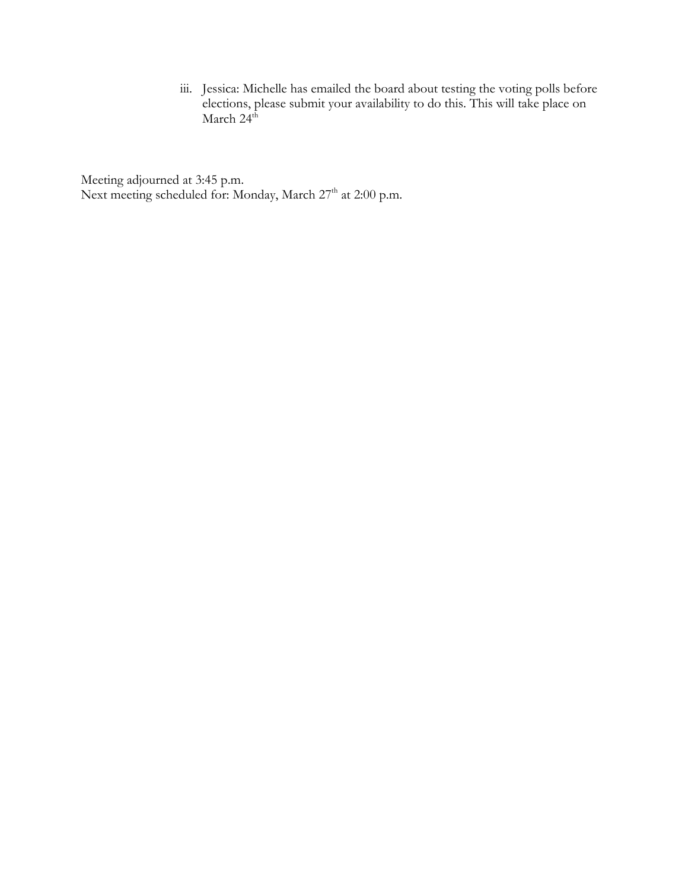iii. Jessica: Michelle has emailed the board about testing the voting polls before elections, please submit your availability to do this. This will take place on March 24th

Meeting adjourned at 3:45 p.m.
Next meeting scheduled for: Monday, March 27th at 2:00 p.m.